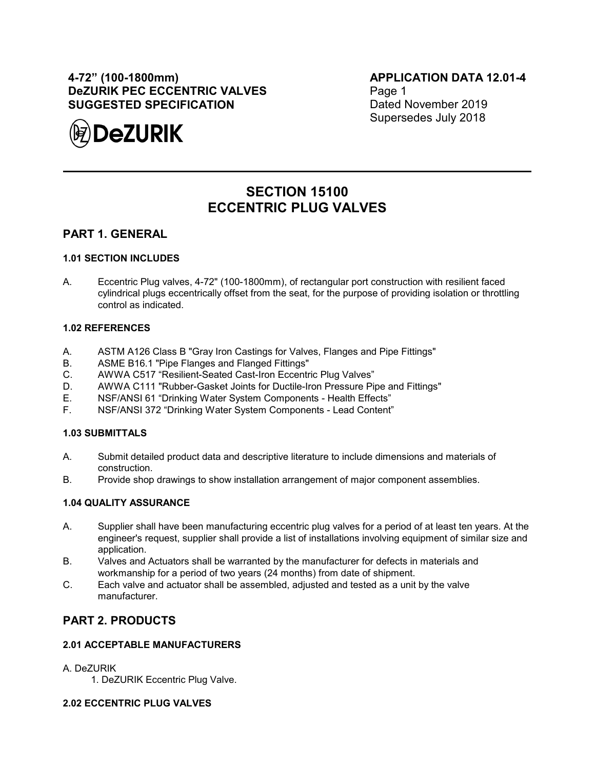**4-72" (100-1800mm)**
**DeZURIK PEC ECCENTRIC VALVES**
**SUGGESTED SPECIFICATION**

**APPLICATION DATA 12.01-4**
Page 1
Dated November 2019
Supersedes July 2018

DeZURIK

---

# SECTION 15100
# ECCENTRIC PLUG VALVES

## PART 1. GENERAL

### 1.01 SECTION INCLUDES

A. Eccentric Plug valves, 4-72" (100-1800mm), of rectangular port construction with resilient faced cylindrical plugs eccentrically offset from the seat, for the purpose of providing isolation or throttling control as indicated.

### 1.02 REFERENCES

A. ASTM A126 Class B "Gray Iron Castings for Valves, Flanges and Pipe Fittings"
B. ASME B16.1 "Pipe Flanges and Flanged Fittings"
C. AWWA C517 "Resilient-Seated Cast-Iron Eccentric Plug Valves"
D. AWWA C111 "Rubber-Gasket Joints for Ductile-Iron Pressure Pipe and Fittings"
E. NSF/ANSI 61 "Drinking Water System Components - Health Effects"
F. NSF/ANSI 372 "Drinking Water System Components - Lead Content"

### 1.03 SUBMITTALS

A. Submit detailed product data and descriptive literature to include dimensions and materials of construction.
B. Provide shop drawings to show installation arrangement of major component assemblies.

### 1.04 QUALITY ASSURANCE

A. Supplier shall have been manufacturing eccentric plug valves for a period of at least ten years. At the engineer's request, supplier shall provide a list of installations involving equipment of similar size and application.
B. Valves and Actuators shall be warranted by the manufacturer for defects in materials and workmanship for a period of two years (24 months) from date of shipment.
C. Each valve and actuator shall be assembled, adjusted and tested as a unit by the valve manufacturer.

## PART 2. PRODUCTS

### 2.01 ACCEPTABLE MANUFACTURERS

A. DeZURIK
  1. DeZURIK Eccentric Plug Valve.

### 2.02 ECCENTRIC PLUG VALVES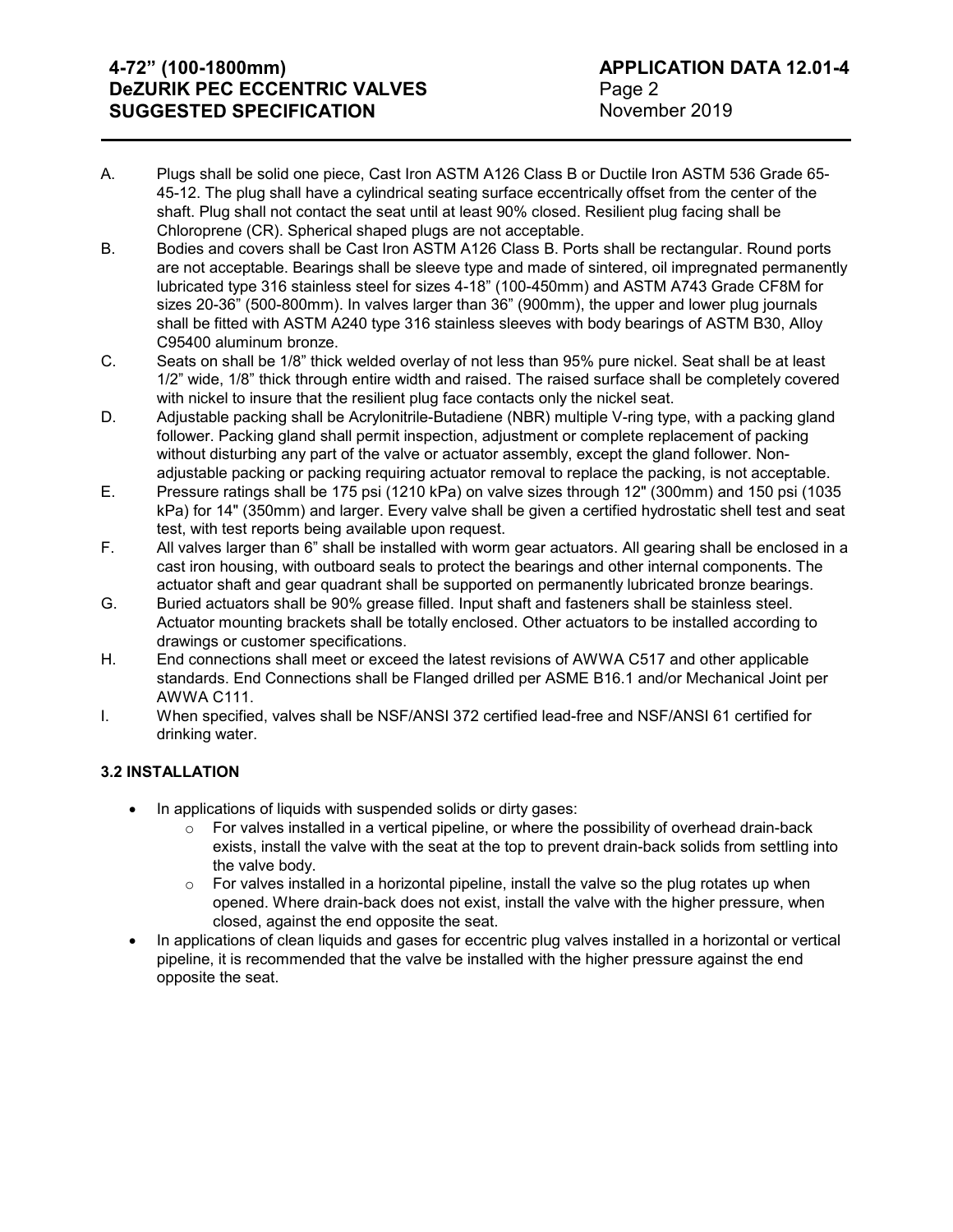A. Plugs shall be solid one piece, Cast Iron ASTM A126 Class B or Ductile Iron ASTM 536 Grade 65-45-12. The plug shall have a cylindrical seating surface eccentrically offset from the center of the shaft. Plug shall not contact the seat until at least 90% closed. Resilient plug facing shall be Chloroprene (CR). Spherical shaped plugs are not acceptable.

B. Bodies and covers shall be Cast Iron ASTM A126 Class B. Ports shall be rectangular. Round ports are not acceptable. Bearings shall be sleeve type and made of sintered, oil impregnated permanently lubricated type 316 stainless steel for sizes 4-18" (100-450mm) and ASTM A743 Grade CF8M for sizes 20-36" (500-800mm). In valves larger than 36" (900mm), the upper and lower plug journals shall be fitted with ASTM A240 type 316 stainless sleeves with body bearings of ASTM B30, Alloy C95400 aluminum bronze.

C. Seats on shall be 1/8" thick welded overlay of not less than 95% pure nickel. Seat shall be at least 1/2" wide, 1/8" thick through entire width and raised. The raised surface shall be completely covered with nickel to insure that the resilient plug face contacts only the nickel seat.

D. Adjustable packing shall be Acrylonitrile-Butadiene (NBR) multiple V-ring type, with a packing gland follower. Packing gland shall permit inspection, adjustment or complete replacement of packing without disturbing any part of the valve or actuator assembly, except the gland follower. Non-adjustable packing or packing requiring actuator removal to replace the packing, is not acceptable.

E. Pressure ratings shall be 175 psi (1210 kPa) on valve sizes through 12" (300mm) and 150 psi (1035 kPa) for 14" (350mm) and larger. Every valve shall be given a certified hydrostatic shell test and seat test, with test reports being available upon request.

F. All valves larger than 6" shall be installed with worm gear actuators. All gearing shall be enclosed in a cast iron housing, with outboard seals to protect the bearings and other internal components. The actuator shaft and gear quadrant shall be supported on permanently lubricated bronze bearings.

G. Buried actuators shall be 90% grease filled. Input shaft and fasteners shall be stainless steel. Actuator mounting brackets shall be totally enclosed. Other actuators to be installed according to drawings or customer specifications.

H. End connections shall meet or exceed the latest revisions of AWWA C517 and other applicable standards. End Connections shall be Flanged drilled per ASME B16.1 and/or Mechanical Joint per AWWA C111.

I. When specified, valves shall be NSF/ANSI 372 certified lead-free and NSF/ANSI 61 certified for drinking water.

### 3.2 INSTALLATION

- In applications of liquids with suspended solids or dirty gases:
  - For valves installed in a vertical pipeline, or where the possibility of overhead drain-back exists, install the valve with the seat at the top to prevent drain-back solids from settling into the valve body.
  - For valves installed in a horizontal pipeline, install the valve so the plug rotates up when opened. Where drain-back does not exist, install the valve with the higher pressure, when closed, against the end opposite the seat.
- In applications of clean liquids and gases for eccentric plug valves installed in a horizontal or vertical pipeline, it is recommended that the valve be installed with the higher pressure against the end opposite the seat.